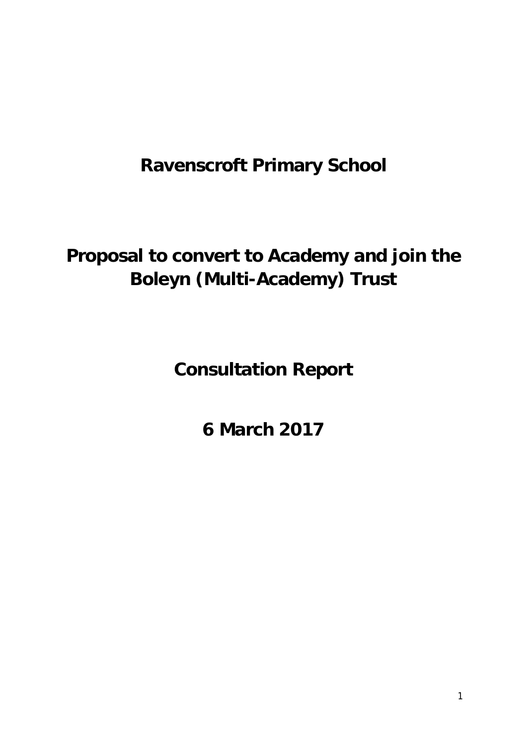# Ravenscroft Primary School

# Proposal to convert to Academy and join the Boleyn (Multi-Academy) Trust

# Consultation Report

# 6 March 2017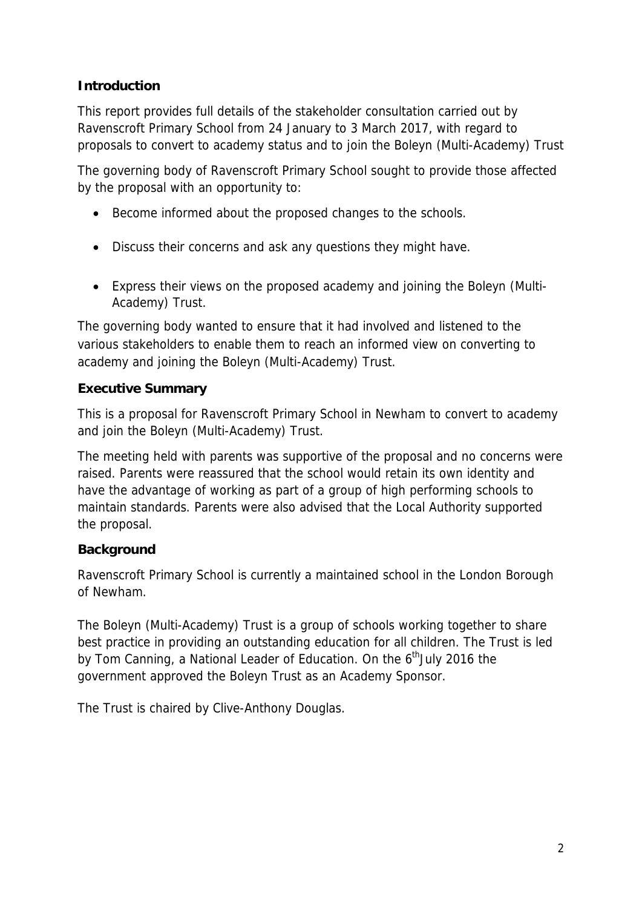## Introduction

This report provides full details of the stakeholder consultation carried out by Ravenscroft Primary School from 24 January to 3 March 2017, with regard to proposals to convert to academy status and to join the Boleyn (Multi-Academy) Trust

The governing body of Ravenscroft Primary School sought to provide those affected by the proposal with an opportunity to:

- Become informed about the proposed changes to the schools.
- Discuss their concerns and ask any questions they might have.
- Express their views on the proposed academy and joining the Boleyn (Multi-Academy) Trust.

The governing body wanted to ensure that it had involved and listened to the various stakeholders to enable them to reach an informed view on converting to academy and joining the Boleyn (Multi-Academy) Trust.

## Executive Summary

This is a proposal for Ravenscroft Primary School in Newham to convert to academy and join the Boleyn (Multi-Academy) Trust.

The meeting held with parents was supportive of the proposal and no concerns were raised. Parents were reassured that the school would retain its own identity and have the advantage of working as part of a group of high performing schools to maintain standards. Parents were also advised that the Local Authority supported the proposal.

## Background

Ravenscroft Primary School is currently a maintained school in the London Borough of Newham.

The Boleyn (Multi-Academy) Trust is a group of schools working together to share best practice in providing an outstanding education for all children. The Trust is led by Tom Canning, a National Leader of Education. On the 6th July 2016 the government approved the Boleyn Trust as an Academy Sponsor.

The Trust is chaired by Clive-Anthony Douglas.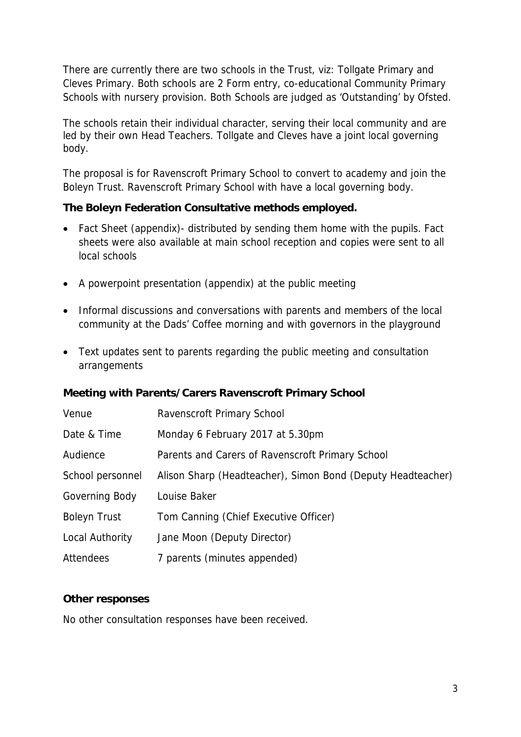There are currently there are two schools in the Trust, viz: Tollgate Primary and Cleves Primary. Both schools are 2 Form entry, co-educational Community Primary Schools with nursery provision. Both Schools are judged as 'Outstanding' by Ofsted.

The schools retain their individual character, serving their local community and are led by their own Head Teachers. Tollgate and Cleves have a joint local governing body.

The proposal is for Ravenscroft Primary School to convert to academy and join the Boleyn Trust. Ravenscroft Primary School with have a local governing body.

**The Boleyn Federation Consultative methods employed.**

- Fact Sheet (appendix)- distributed by sending them home with the pupils. Fact sheets were also available at main school reception and copies were sent to all local schools
- A powerpoint presentation (appendix) at the public meeting
- Informal discussions and conversations with parents and members of the local community at the Dads' Coffee morning and with governors in the playground
- Text updates sent to parents regarding the public meeting and consultation arrangements

**Meeting with Parents/Carers Ravenscroft Primary School**

| | |
|---|---|
| Venue | Ravenscroft Primary School |
| Date & Time | Monday 6 February 2017 at 5.30pm |
| Audience | Parents and Carers of Ravenscroft Primary School |
| School personnel | Alison Sharp (Headteacher), Simon Bond (Deputy Headteacher) |
| Governing Body | Louise Baker |
| Boleyn Trust | Tom Canning (Chief Executive Officer) |
| Local Authority | Jane Moon (Deputy Director) |
| Attendees | 7 parents (minutes appended) |

**Other responses**

No other consultation responses have been received.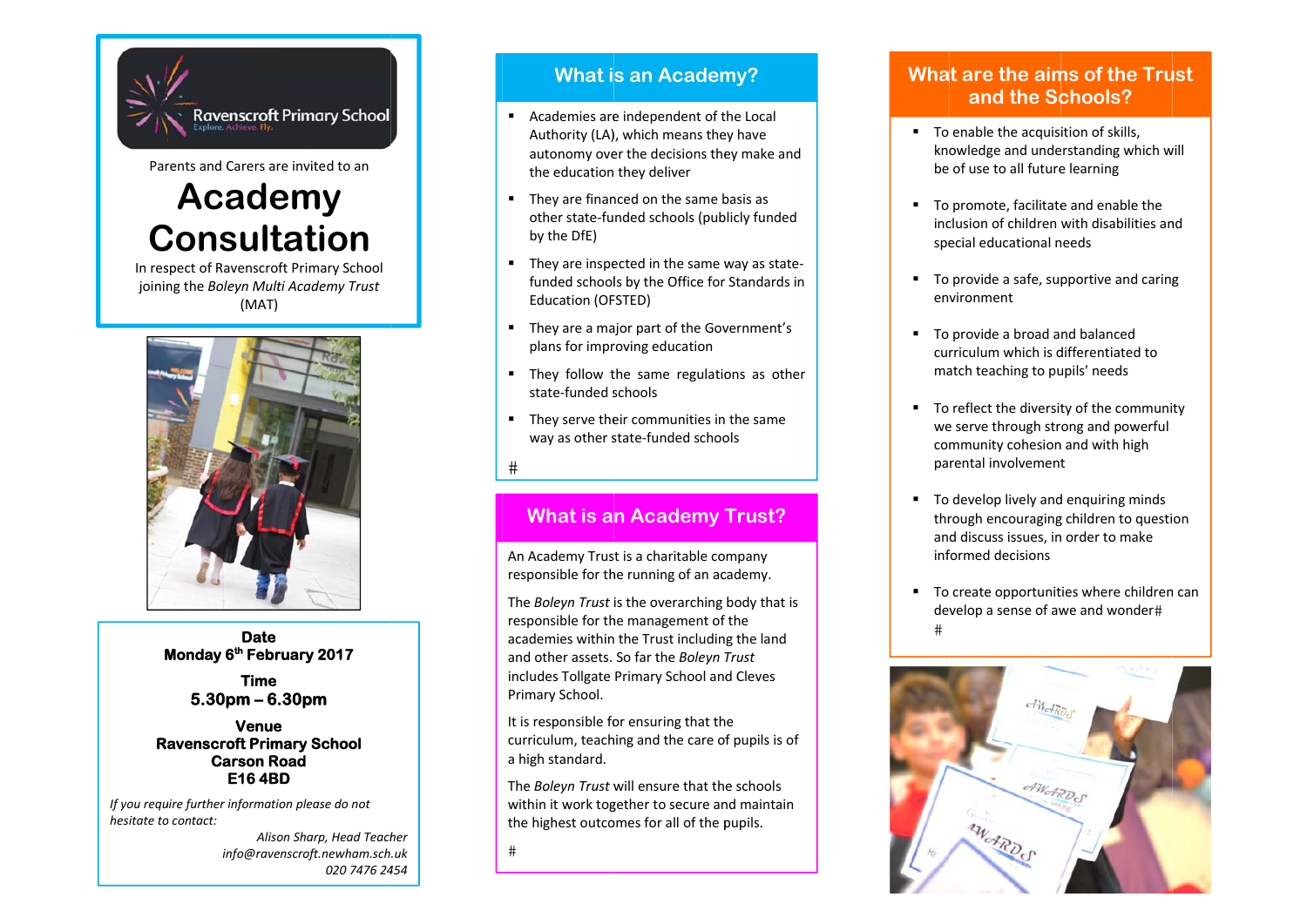Ravenscroft Primary School
Explore. Achieve. Fly.

Parents and Carers are invited to an

# Academy Consultation

In respect of Ravenscroft Primary School joining the *Boleyn Multi Academy Trust* (MAT)

**Date**
**Monday 6th February 2017**

**Time**
**5.30pm – 6.30pm**

**Venue**
**Ravenscroft Primary School**
**Carson Road**
**E16 4BD**

*If you require further information please do not hesitate to contact:*

*Alison Sharp, Head Teacher*
*info@ravenscroft.newham.sch.uk*
*020 7476 2454*

## What is an Academy?

- Academies are independent of the Local Authority (LA), which means they have autonomy over the decisions they make and the education they deliver
- They are financed on the same basis as other state-funded schools (publicly funded by the DfE)
- They are inspected in the same way as state-funded schools by the Office for Standards in Education (OFSTED)
- They are a major part of the Government's plans for improving education
- They follow the same regulations as other state-funded schools
- They serve their communities in the same way as other state-funded schools

#

## What is an Academy Trust?

An Academy Trust is a charitable company responsible for the running of an academy.

The *Boleyn Trust* is the overarching body that is responsible for the management of the academies within the Trust including the land and other assets. So far the *Boleyn Trust* includes Tollgate Primary School and Cleves Primary School.

It is responsible for ensuring that the curriculum, teaching and the care of pupils is of a high standard.

The *Boleyn Trust* will ensure that the schools within it work together to secure and maintain the highest outcomes for all of the pupils.

#

## What are the aims of the Trust and the Schools?

- To enable the acquisition of skills, knowledge and understanding which will be of use to all future learning
- To promote, facilitate and enable the inclusion of children with disabilities and special educational needs
- To provide a safe, supportive and caring environment
- To provide a broad and balanced curriculum which is differentiated to match teaching to pupils' needs
- To reflect the diversity of the community we serve through strong and powerful community cohesion and with high parental involvement
- To develop lively and enquiring minds through encouraging children to question and discuss issues, in order to make informed decisions
- To create opportunities where children can develop a sense of awe and wonder#

#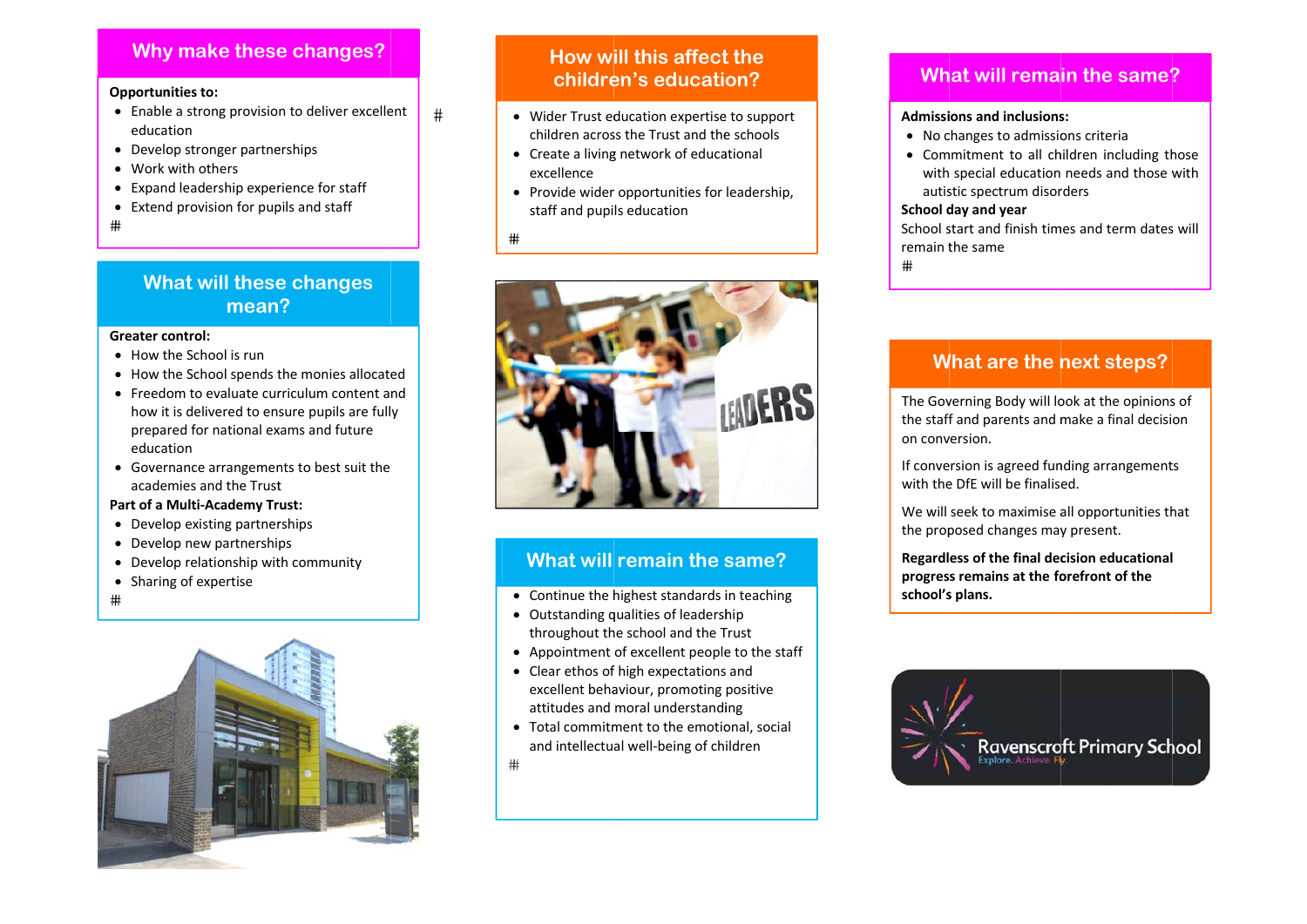## Why make these changes?

**Opportunities to:**

- Enable a strong provision to deliver excellent education
- Develop stronger partnerships
- Work with others
- Expand leadership experience for staff
- Extend provision for pupils and staff

#

## What will these changes mean?

**Greater control:**

- How the School is run
- How the School spends the monies allocated
- Freedom to evaluate curriculum content and how it is delivered to ensure pupils are fully prepared for national exams and future education
- Governance arrangements to best suit the academies and the Trust

**Part of a Multi-Academy Trust:**

- Develop existing partnerships
- Develop new partnerships
- Develop relationship with community
- Sharing of expertise

#

#

## How will this affect the children's education?

- Wider Trust education expertise to support children across the Trust and the schools
- Create a living network of educational excellence
- Provide wider opportunities for leadership, staff and pupils education

#

## What will remain the same?

- Continue the highest standards in teaching
- Outstanding qualities of leadership throughout the school and the Trust
- Appointment of excellent people to the staff
- Clear ethos of high expectations and excellent behaviour, promoting positive attitudes and moral understanding
- Total commitment to the emotional, social and intellectual well-being of children

#

## What will remain the same?

**Admissions and inclusions:**

- No changes to admissions criteria
- Commitment to all children including those with special education needs and those with autistic spectrum disorders

**School day and year**

School start and finish times and term dates will remain the same

#

## What are the next steps?

The Governing Body will look at the opinions of the staff and parents and make a final decision on conversion.

If conversion is agreed funding arrangements with the DfE will be finalised.

We will seek to maximise all opportunities that the proposed changes may present.

**Regardless of the final decision educational progress remains at the forefront of the school's plans.**

Ravenscroft Primary School

Explore. Achieve. Fly.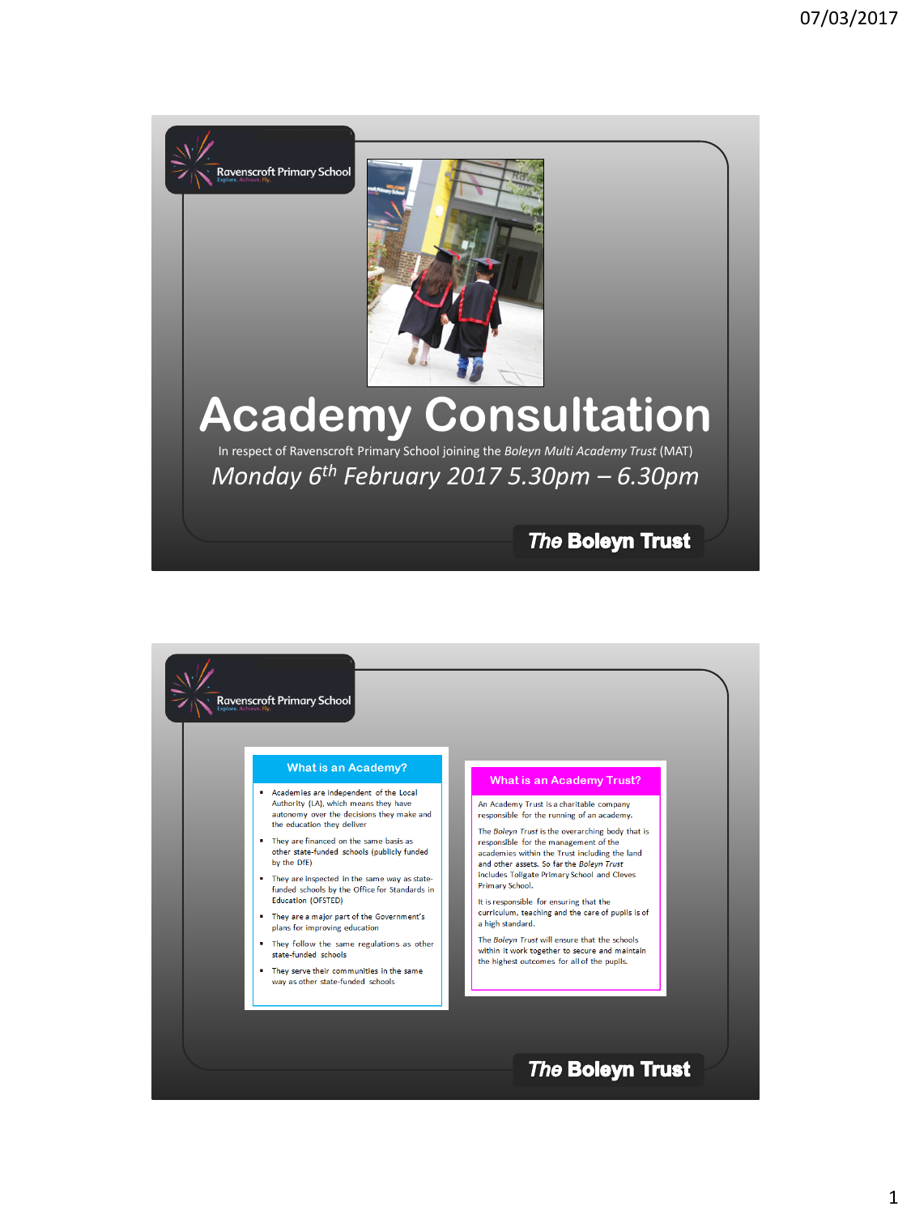Ravenscroft Primary School

Explore. Achieve. Fly.

# Academy Consultation

In respect of Ravenscroft Primary School joining the *Boleyn Multi Academy Trust* (MAT)

*Monday 6th February 2017 5.30pm – 6.30pm*

***The* Boleyn Trust**

---

Ravenscroft Primary School

Explore. Achieve. Fly.

## What is an Academy?

- Academies are independent of the Local Authority (LA), which means they have autonomy over the decisions they make and the education they deliver
- They are financed on the same basis as other state-funded schools (publicly funded by the DfE)
- They are inspected in the same way as state-funded schools by the Office for Standards in Education (OFSTED)
- They are a major part of the Government's plans for improving education
- They follow the same regulations as other state-funded schools
- They serve their communities in the same way as other state-funded schools

## What is an Academy Trust?

An Academy Trust is a charitable company responsible for the running of an academy.

The *Boleyn Trust* is the overarching body that is responsible for the management of the academies within the Trust including the land and other assets. So far the *Boleyn Trust* includes Tollgate Primary School and Cleves Primary School.

It is responsible for ensuring that the curriculum, teaching and the care of pupils is of a high standard.

The *Boleyn Trust* will ensure that the schools within it work together to secure and maintain the highest outcomes for all of the pupils.

***The* Boleyn Trust**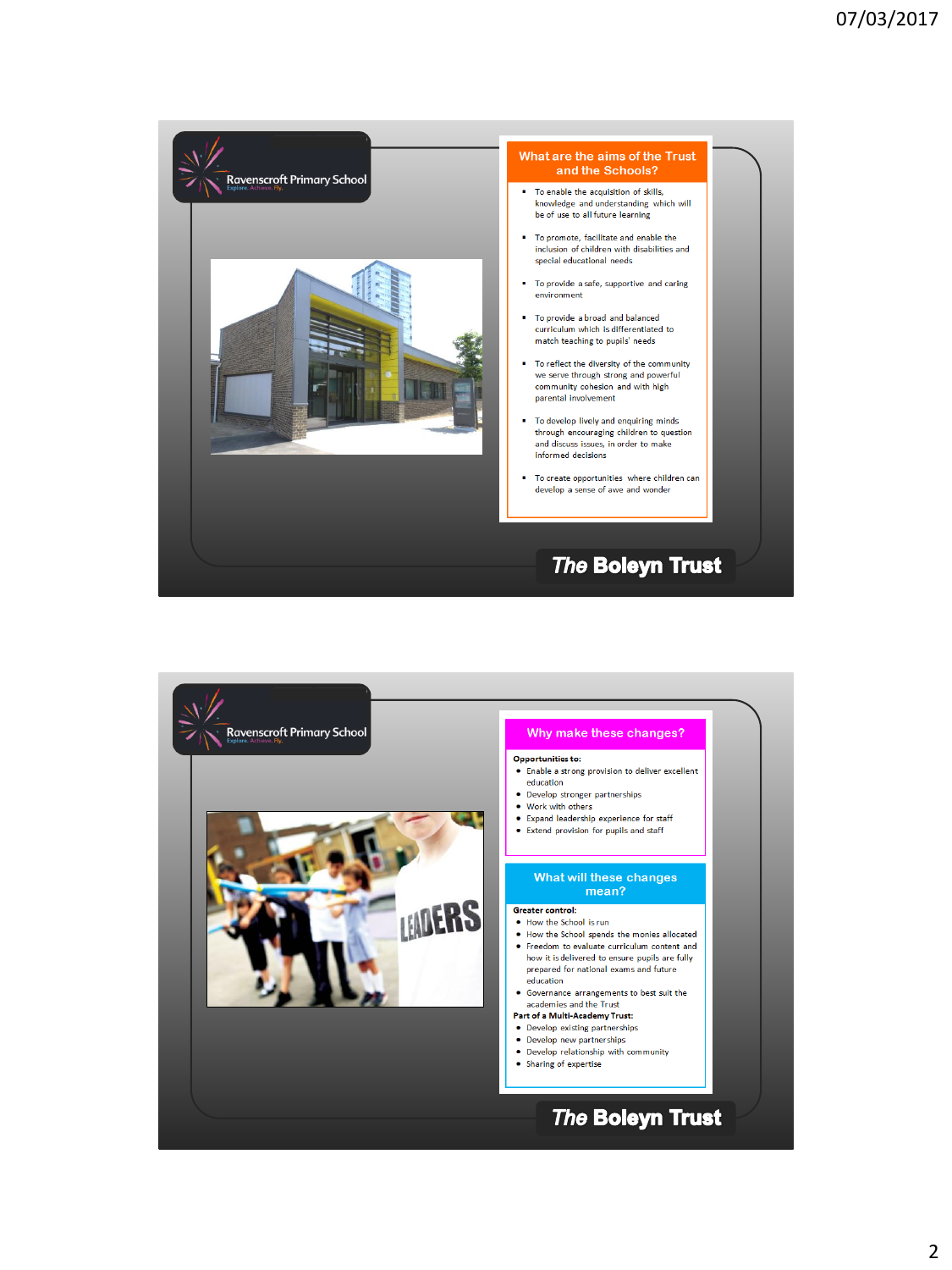## What are the aims of the Trust and the Schools?

- To enable the acquisition of skills, knowledge and understanding which will be of use to all future learning
- To promote, facilitate and enable the inclusion of children with disabilities and special educational needs
- To provide a safe, supportive and caring environment
- To provide a broad and balanced curriculum which is differentiated to match teaching to pupils' needs
- To reflect the diversity of the community we serve through strong and powerful community cohesion and with high parental involvement
- To develop lively and enquiring minds through encouraging children to question and discuss issues, in order to make informed decisions
- To create opportunities where children can develop a sense of awe and wonder

Ravenscroft Primary School

Explore. Achieve. Fly.

*The* Boleyn Trust

## Why make these changes?

**Opportunities to:**

- Enable a strong provision to deliver excellent education
- Develop stronger partnerships
- Work with others
- Expand leadership experience for staff
- Extend provision for pupils and staff

## What will these changes mean?

**Greater control:**

- How the School is run
- How the School spends the monies allocated
- Freedom to evaluate curriculum content and how it is delivered to ensure pupils are fully prepared for national exams and future education
- Governance arrangements to best suit the academies and the Trust

**Part of a Multi-Academy Trust:**

- Develop existing partnerships
- Develop new partnerships
- Develop relationship with community
- Sharing of expertise

Ravenscroft Primary School

Explore. Achieve. Fly.

*The* Boleyn Trust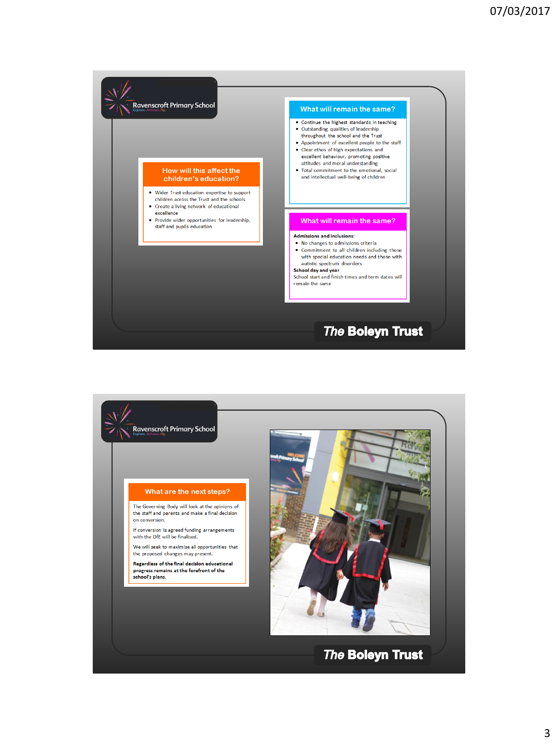Ravenscroft Primary School

Explore. Achieve. Fly.

## How will this affect the children's education?

- Wider Trust education expertise to support children across the Trust and the schools
- Create a living network of educational excellence
- Provide wider opportunities for leadership, staff and pupils education

## What will remain the same?

- Continue the highest standards in teaching
- Outstanding qualities of leadership throughout the school and the Trust
- Appointment of excellent people to the staff
- Clear ethos of high expectations and excellent behaviour, promoting positive attitudes and moral understanding
- Total commitment to the emotional, social and intellectual well-being of children

## What will remain the same?

**Admissions and inclusions:**

- No changes to admissions criteria
- Commitment to all children including those with special education needs and those with autistic spectrum disorders

**School day and year**

School start and finish times and term dates will remain the same

*The* **Boleyn Trust**

---

Ravenscroft Primary School

Explore. Achieve. Fly.

## What are the next steps?

The Governing Body will look at the opinions of the staff and parents and make a final decision on conversion.

If conversion is agreed funding arrangements with the DfE will be finalised.

We will seek to maximise all opportunities that the proposed changes may present.

**Regardless of the final decision educational progress remains at the forefront of the school's plans.**

*The* **Boleyn Trust**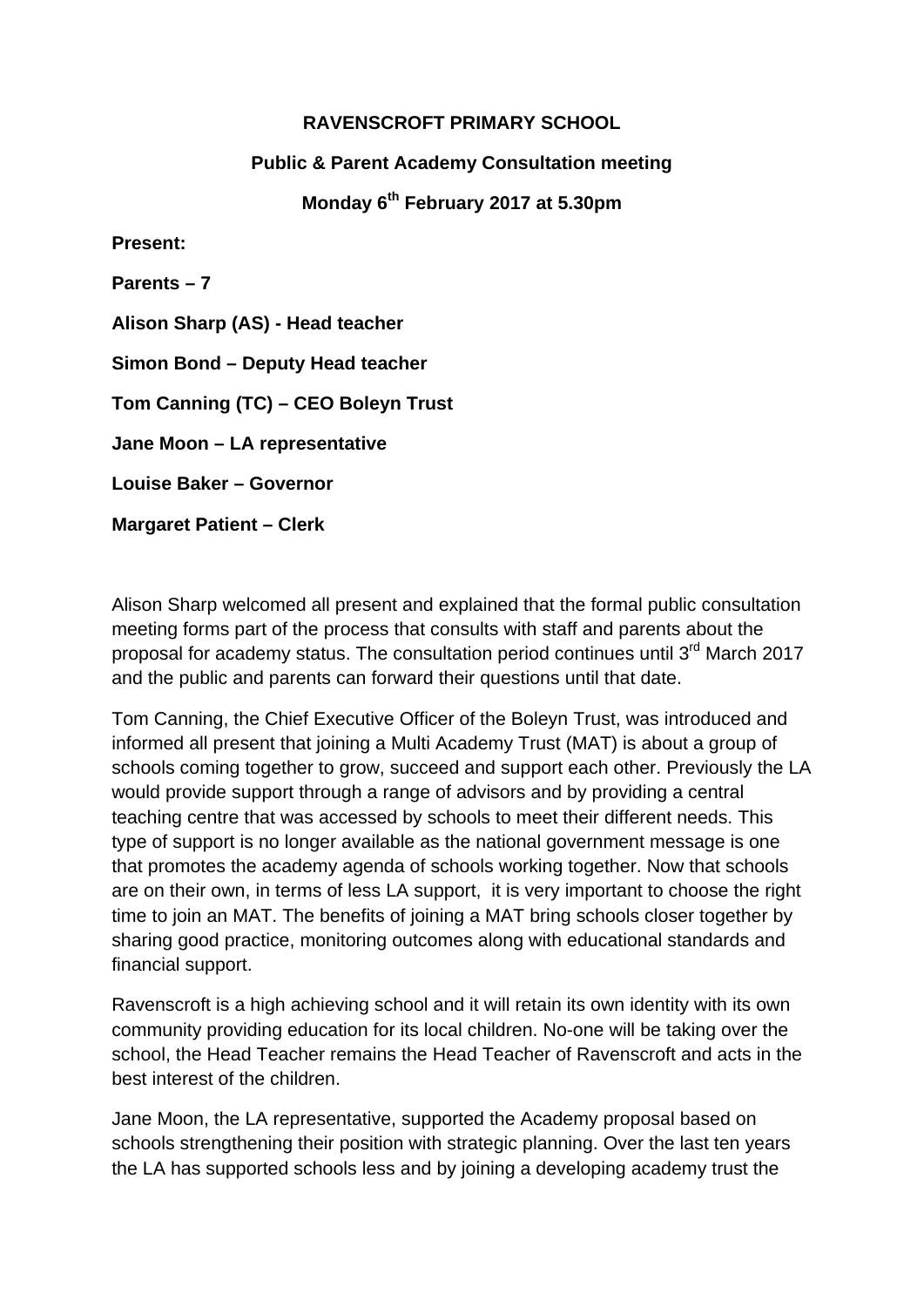**RAVENSCROFT PRIMARY SCHOOL**

**Public & Parent Academy Consultation meeting**

**Monday 6th February 2017 at 5.30pm**

**Present:**

**Parents – 7**

**Alison Sharp (AS) - Head teacher**

**Simon Bond – Deputy Head teacher**

**Tom Canning (TC) – CEO Boleyn Trust**

**Jane Moon – LA representative**

**Louise Baker – Governor**

**Margaret Patient – Clerk**

Alison Sharp welcomed all present and explained that the formal public consultation meeting forms part of the process that consults with staff and parents about the proposal for academy status. The consultation period continues until 3rd March 2017 and the public and parents can forward their questions until that date.

Tom Canning, the Chief Executive Officer of the Boleyn Trust, was introduced and informed all present that joining a Multi Academy Trust (MAT) is about a group of schools coming together to grow, succeed and support each other. Previously the LA would provide support through a range of advisors and by providing a central teaching centre that was accessed by schools to meet their different needs. This type of support is no longer available as the national government message is one that promotes the academy agenda of schools working together. Now that schools are on their own, in terms of less LA support, it is very important to choose the right time to join an MAT. The benefits of joining a MAT bring schools closer together by sharing good practice, monitoring outcomes along with educational standards and financial support.

Ravenscroft is a high achieving school and it will retain its own identity with its own community providing education for its local children. No-one will be taking over the school, the Head Teacher remains the Head Teacher of Ravenscroft and acts in the best interest of the children.

Jane Moon, the LA representative, supported the Academy proposal based on schools strengthening their position with strategic planning. Over the last ten years the LA has supported schools less and by joining a developing academy trust the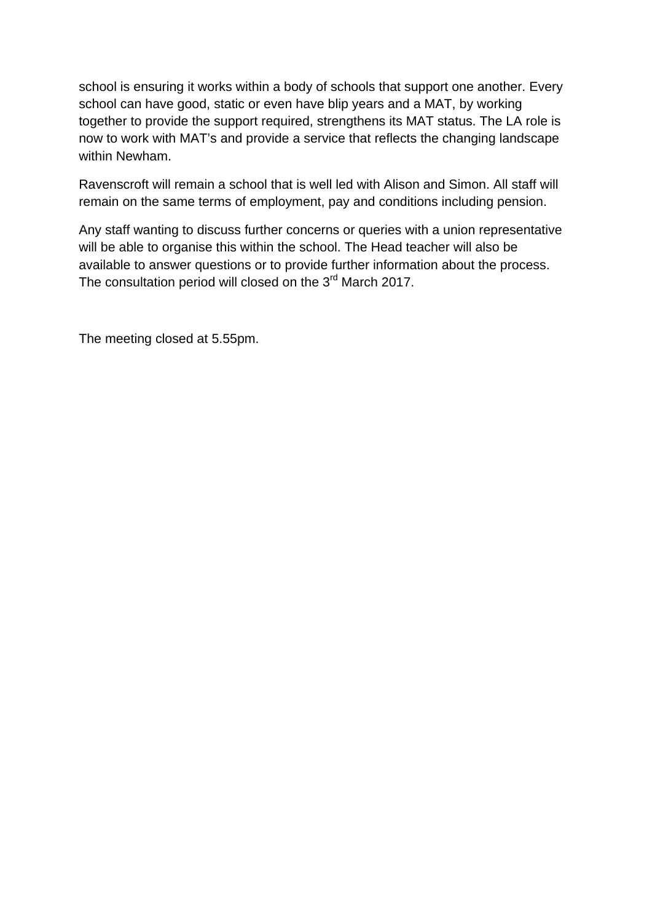school is ensuring it works within a body of schools that support one another. Every school can have good, static or even have blip years and a MAT, by working together to provide the support required, strengthens its MAT status. The LA role is now to work with MAT's and provide a service that reflects the changing landscape within Newham.

Ravenscroft will remain a school that is well led with Alison and Simon. All staff will remain on the same terms of employment, pay and conditions including pension.

Any staff wanting to discuss further concerns or queries with a union representative will be able to organise this within the school. The Head teacher will also be available to answer questions or to provide further information about the process. The consultation period will closed on the 3rd March 2017.

The meeting closed at 5.55pm.